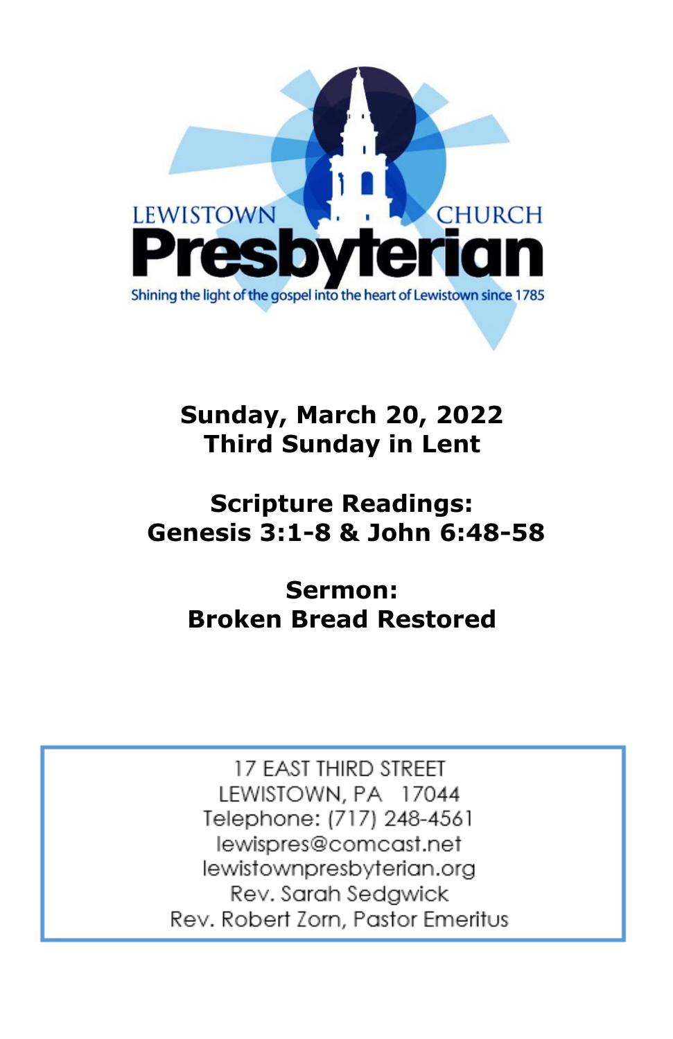LEWISTOWN PRESBYTERIAN CHURCH

Shining the light of the gospel into the heart of Lewistown since 1785

# Sunday, March 20, 2022
# Third Sunday in Lent

## Scripture Readings:
## Genesis 3:1-8 & John 6:48-58

## Sermon:
## Broken Bread Restored

17 EAST THIRD STREET
LEWISTOWN, PA 17044
Telephone: (717) 248-4561
lewispres@comcast.net
lewistownpresbyterian.org
Rev. Sarah Sedgwick
Rev. Robert Zorn, Pastor Emeritus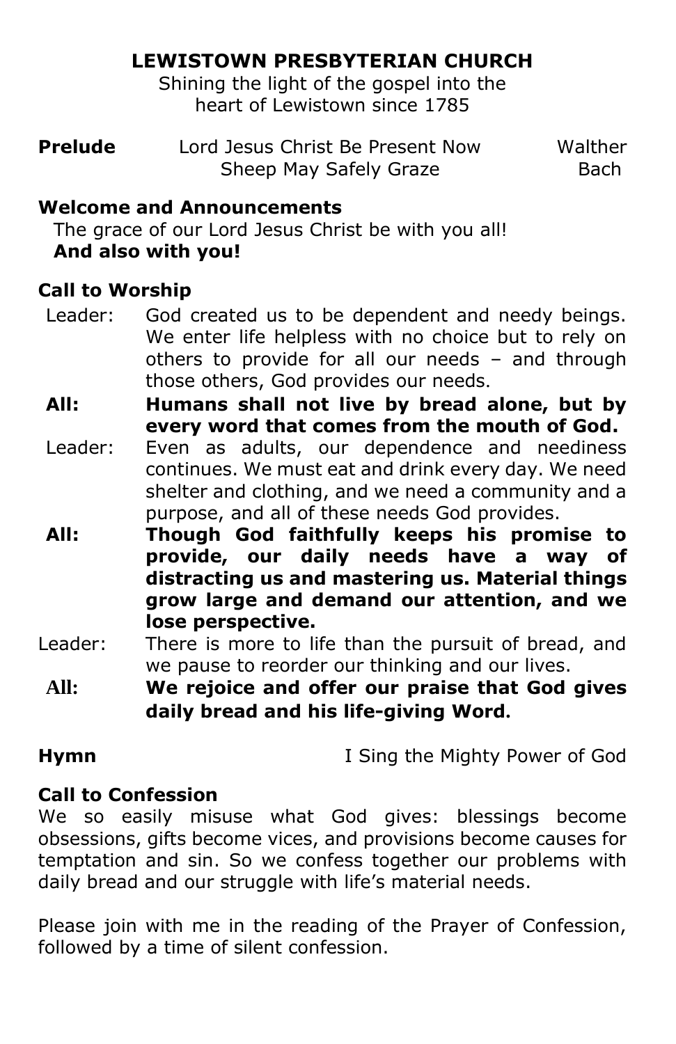# LEWISTOWN PRESBYTERIAN CHURCH

Shining the light of the gospel into the heart of Lewistown since 1785

**Prelude** Lord Jesus Christ Be Present Now — Walther
Sheep May Safely Graze — Bach

**Welcome and Announcements**

The grace of our Lord Jesus Christ be with you all!
**And also with you!**

**Call to Worship**

Leader: God created us to be dependent and needy beings. We enter life helpless with no choice but to rely on others to provide for all our needs – and through those others, God provides our needs.

**All: Humans shall not live by bread alone, but by every word that comes from the mouth of God.**

Leader: Even as adults, our dependence and neediness continues. We must eat and drink every day. We need shelter and clothing, and we need a community and a purpose, and all of these needs God provides.

**All: Though God faithfully keeps his promise to provide, our daily needs have a way of distracting us and mastering us. Material things grow large and demand our attention, and we lose perspective.**

Leader: There is more to life than the pursuit of bread, and we pause to reorder our thinking and our lives.

**All: We rejoice and offer our praise that God gives daily bread and his life-giving Word.**

**Hymn** I Sing the Mighty Power of God

**Call to Confession**

We so easily misuse what God gives: blessings become obsessions, gifts become vices, and provisions become causes for temptation and sin. So we confess together our problems with daily bread and our struggle with life's material needs.

Please join with me in the reading of the Prayer of Confession, followed by a time of silent confession.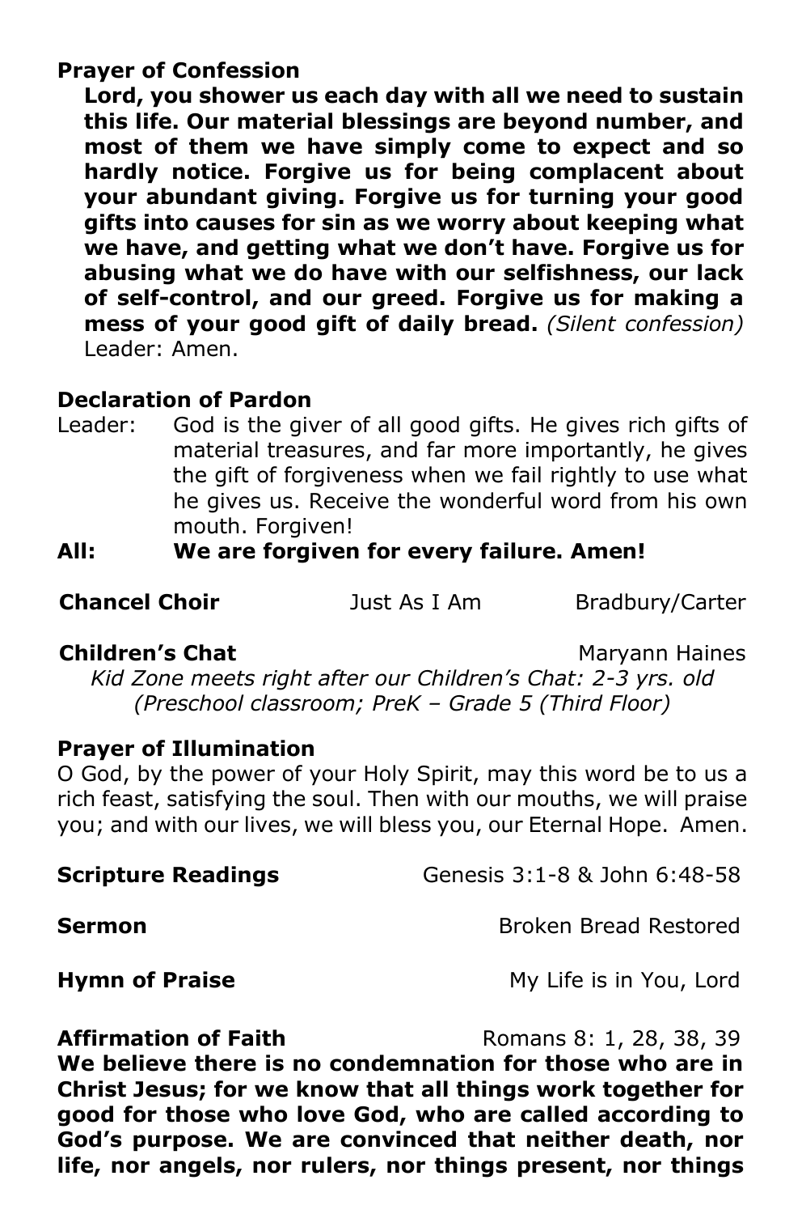**Prayer of Confession**

**Lord, you shower us each day with all we need to sustain this life. Our material blessings are beyond number, and most of them we have simply come to expect and so hardly notice. Forgive us for being complacent about your abundant giving. Forgive us for turning your good gifts into causes for sin as we worry about keeping what we have, and getting what we don't have. Forgive us for abusing what we do have with our selfishness, our lack of self-control, and our greed. Forgive us for making a mess of your good gift of daily bread.** *(Silent confession)*
Leader: Amen.

**Declaration of Pardon**

Leader: God is the giver of all good gifts. He gives rich gifts of material treasures, and far more importantly, he gives the gift of forgiveness when we fail rightly to use what he gives us. Receive the wonderful word from his own mouth. Forgiven!

**All: We are forgiven for every failure. Amen!**

**Chancel Choir** Just As I Am Bradbury/Carter

**Children's Chat** Maryann Haines

*Kid Zone meets right after our Children's Chat: 2-3 yrs. old (Preschool classroom; PreK – Grade 5 (Third Floor)*

**Prayer of Illumination**

O God, by the power of your Holy Spirit, may this word be to us a rich feast, satisfying the soul. Then with our mouths, we will praise you; and with our lives, we will bless you, our Eternal Hope. Amen.

**Scripture Readings** Genesis 3:1-8 & John 6:48-58

**Sermon** Broken Bread Restored

**Hymn of Praise** My Life is in You, Lord

**Affirmation of Faith** Romans 8: 1, 28, 38, 39

**We believe there is no condemnation for those who are in Christ Jesus; for we know that all things work together for good for those who love God, who are called according to God's purpose. We are convinced that neither death, nor life, nor angels, nor rulers, nor things present, nor things**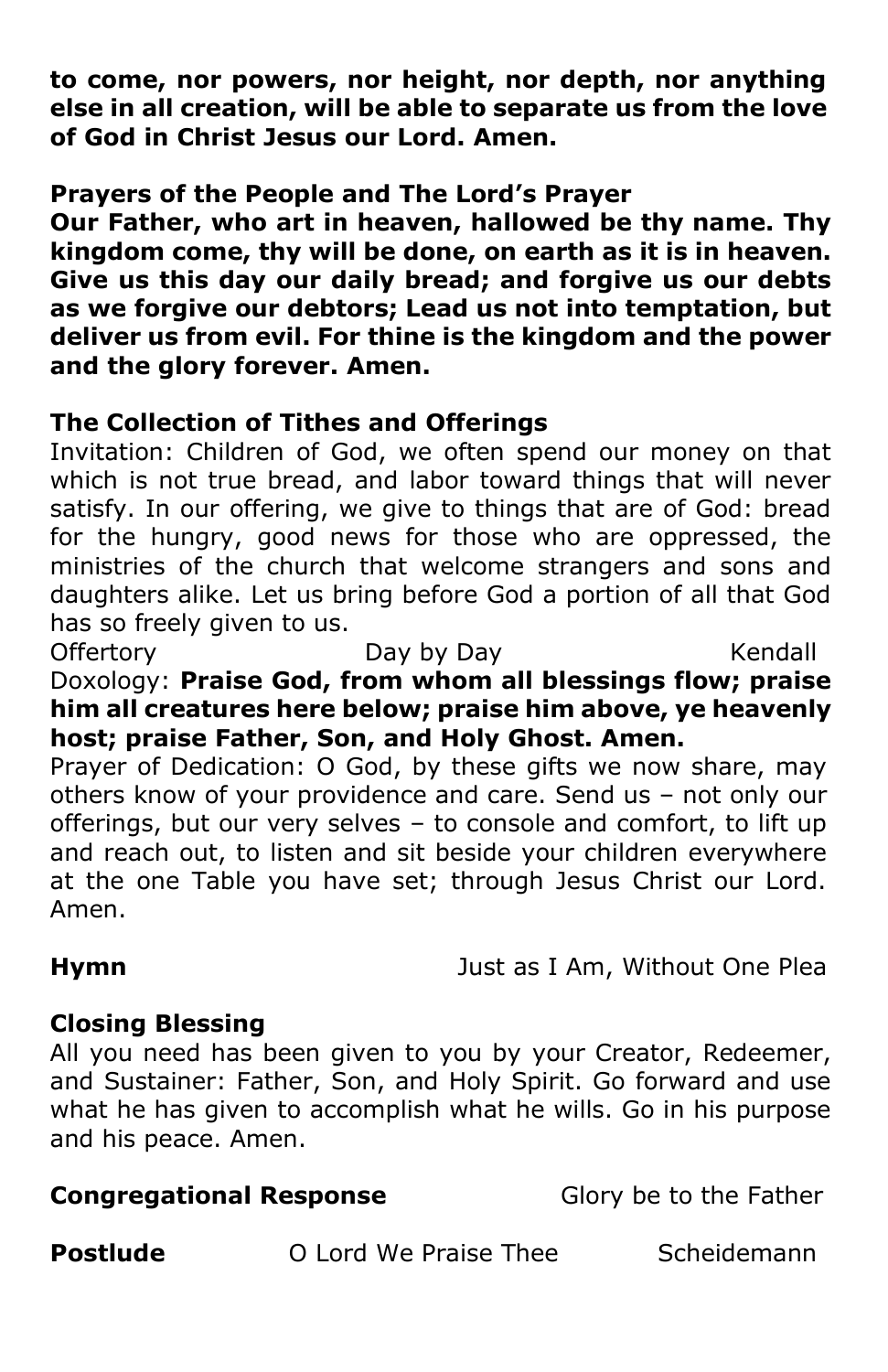**to come, nor powers, nor height, nor depth, nor anything else in all creation, will be able to separate us from the love of God in Christ Jesus our Lord. Amen.**

**Prayers of the People and The Lord's Prayer**
**Our Father, who art in heaven, hallowed be thy name. Thy kingdom come, thy will be done, on earth as it is in heaven. Give us this day our daily bread; and forgive us our debts as we forgive our debtors; Lead us not into temptation, but deliver us from evil. For thine is the kingdom and the power and the glory forever. Amen.**

**The Collection of Tithes and Offerings**
Invitation: Children of God, we often spend our money on that which is not true bread, and labor toward things that will never satisfy. In our offering, we give to things that are of God: bread for the hungry, good news for those who are oppressed, the ministries of the church that welcome strangers and sons and daughters alike. Let us bring before God a portion of all that God has so freely given to us.
Offertory Day by Day Kendall
Doxology: **Praise God, from whom all blessings flow; praise him all creatures here below; praise him above, ye heavenly host; praise Father, Son, and Holy Ghost. Amen.**
Prayer of Dedication: O God, by these gifts we now share, may others know of your providence and care. Send us – not only our offerings, but our very selves – to console and comfort, to lift up and reach out, to listen and sit beside your children everywhere at the one Table you have set; through Jesus Christ our Lord. Amen.

**Hymn** Just as I Am, Without One Plea

**Closing Blessing**
All you need has been given to you by your Creator, Redeemer, and Sustainer: Father, Son, and Holy Spirit. Go forward and use what he has given to accomplish what he wills. Go in his purpose and his peace. Amen.

**Congregational Response** Glory be to the Father

**Postlude** O Lord We Praise Thee Scheidemann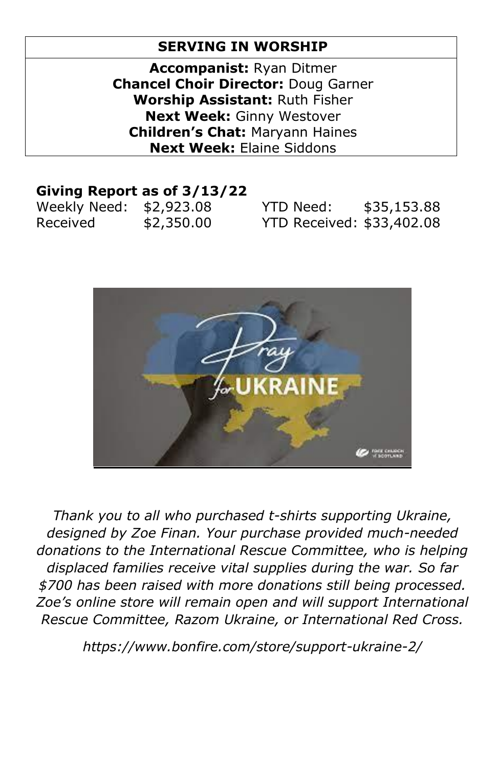| SERVING IN WORSHIP |
|---|
| **Accompanist:** Ryan Ditmer |
| **Chancel Choir Director:** Doug Garner |
| **Worship Assistant:** Ruth Fisher |
| **Next Week:** Ginny Westover |
| **Children's Chat:** Maryann Haines |
| **Next Week:** Elaine Siddons |

**Giving Report as of 3/13/22**

| | | | |
|---|---|---|---|
| Weekly Need: | $2,923.08 | YTD Need: | $35,153.88 |
| Received | $2,350.00 | YTD Received: | $33,402.08 |

*Thank you to all who purchased t-shirts supporting Ukraine, designed by Zoe Finan. Your purchase provided much-needed donations to the International Rescue Committee, who is helping displaced families receive vital supplies during the war. So far $700 has been raised with more donations still being processed. Zoe's online store will remain open and will support International Rescue Committee, Razom Ukraine, or International Red Cross.*

*https://www.bonfire.com/store/support-ukraine-2/*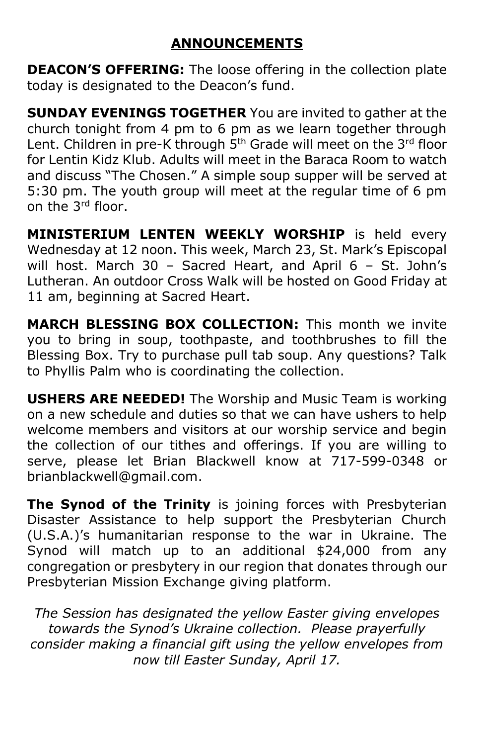## ANNOUNCEMENTS

**DEACON'S OFFERING:** The loose offering in the collection plate today is designated to the Deacon's fund.

**SUNDAY EVENINGS TOGETHER** You are invited to gather at the church tonight from 4 pm to 6 pm as we learn together through Lent. Children in pre-K through 5th Grade will meet on the 3rd floor for Lentin Kidz Klub. Adults will meet in the Baraca Room to watch and discuss "The Chosen." A simple soup supper will be served at 5:30 pm. The youth group will meet at the regular time of 6 pm on the 3rd floor.

**MINISTERIUM LENTEN WEEKLY WORSHIP** is held every Wednesday at 12 noon. This week, March 23, St. Mark's Episcopal will host. March 30 – Sacred Heart, and April 6 – St. John's Lutheran. An outdoor Cross Walk will be hosted on Good Friday at 11 am, beginning at Sacred Heart.

**MARCH BLESSING BOX COLLECTION:** This month we invite you to bring in soup, toothpaste, and toothbrushes to fill the Blessing Box. Try to purchase pull tab soup. Any questions? Talk to Phyllis Palm who is coordinating the collection.

**USHERS ARE NEEDED!** The Worship and Music Team is working on a new schedule and duties so that we can have ushers to help welcome members and visitors at our worship service and begin the collection of our tithes and offerings. If you are willing to serve, please let Brian Blackwell know at 717-599-0348 or brianblackwell@gmail.com.

**The Synod of the Trinity** is joining forces with Presbyterian Disaster Assistance to help support the Presbyterian Church (U.S.A.)'s humanitarian response to the war in Ukraine. The Synod will match up to an additional $24,000 from any congregation or presbytery in our region that donates through our Presbyterian Mission Exchange giving platform.

*The Session has designated the yellow Easter giving envelopes towards the Synod's Ukraine collection. Please prayerfully consider making a financial gift using the yellow envelopes from now till Easter Sunday, April 17.*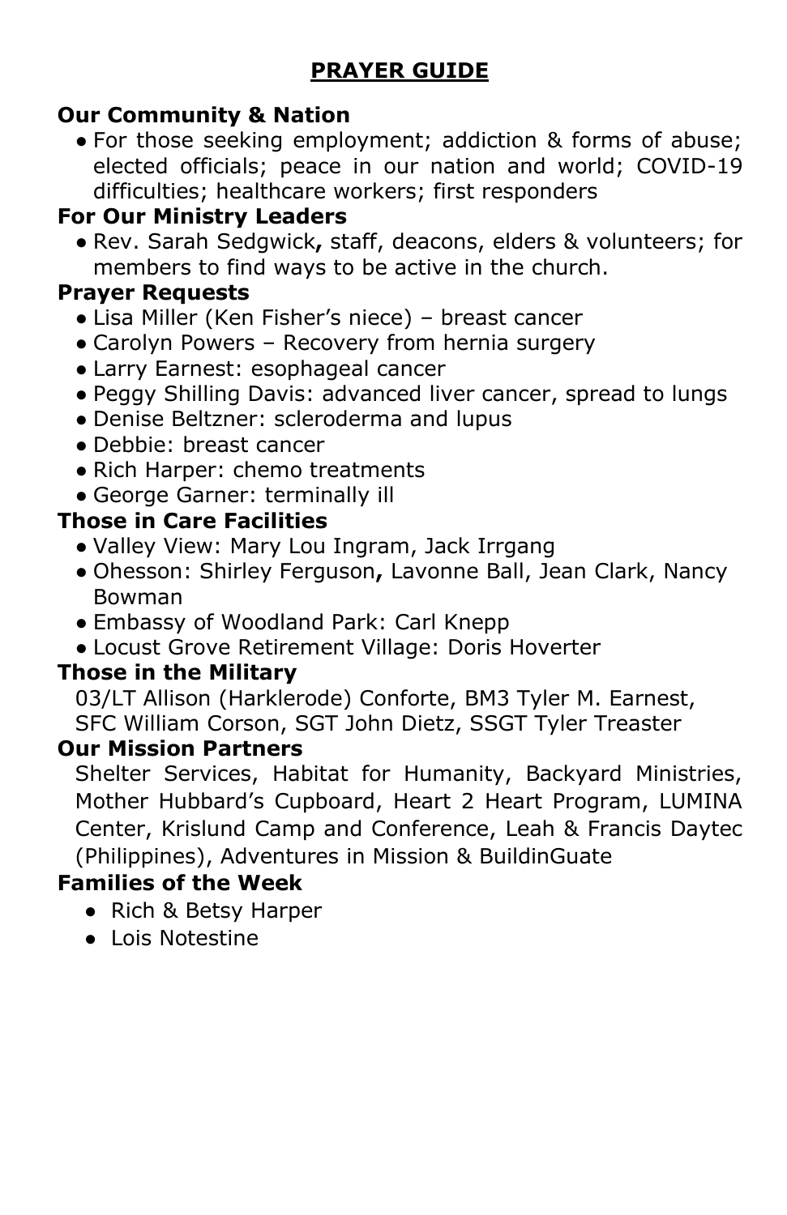## PRAYER GUIDE

### Our Community & Nation

- For those seeking employment; addiction & forms of abuse; elected officials; peace in our nation and world; COVID-19 difficulties; healthcare workers; first responders

### For Our Ministry Leaders

- Rev. Sarah Sedgwick**,** staff, deacons, elders & volunteers; for members to find ways to be active in the church.

### Prayer Requests

- Lisa Miller (Ken Fisher's niece) – breast cancer
- Carolyn Powers – Recovery from hernia surgery
- Larry Earnest: esophageal cancer
- Peggy Shilling Davis: advanced liver cancer, spread to lungs
- Denise Beltzner: scleroderma and lupus
- Debbie: breast cancer
- Rich Harper: chemo treatments
- George Garner: terminally ill

### Those in Care Facilities

- Valley View: Mary Lou Ingram, Jack Irrgang
- Ohesson: Shirley Ferguson**,** Lavonne Ball, Jean Clark, Nancy Bowman
- Embassy of Woodland Park: Carl Knepp
- Locust Grove Retirement Village: Doris Hoverter

### Those in the Military

03/LT Allison (Harklerode) Conforte, BM3 Tyler M. Earnest, SFC William Corson, SGT John Dietz, SSGT Tyler Treaster

### Our Mission Partners

Shelter Services, Habitat for Humanity, Backyard Ministries, Mother Hubbard's Cupboard, Heart 2 Heart Program, LUMINA Center, Krislund Camp and Conference, Leah & Francis Daytec (Philippines), Adventures in Mission & BuildinGuate

### Families of the Week

- Rich & Betsy Harper
- Lois Notestine